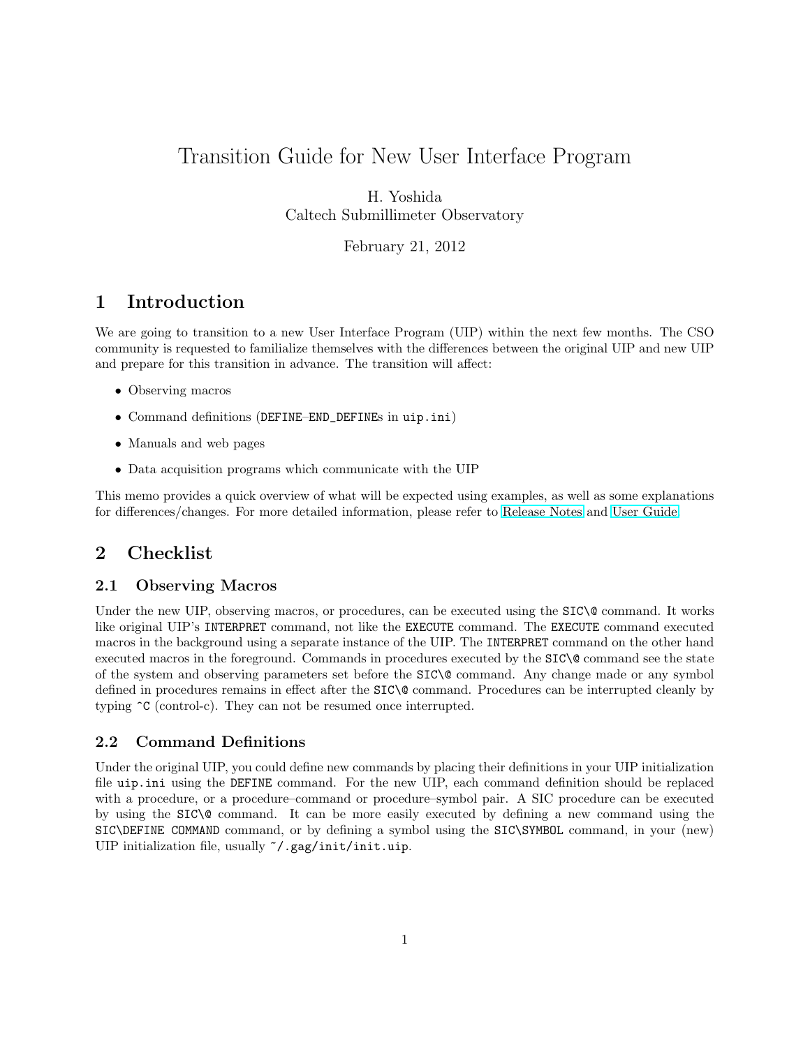# Transition Guide for New User Interface Program

H. Yoshida
Caltech Submillimeter Observatory

February 21, 2012

## 1 Introduction

We are going to transition to a new User Interface Program (UIP) within the next few months. The CSO community is requested to familialize themselves with the differences between the original UIP and new UIP and prepare for this transition in advance. The transition will affect:

- Observing macros
- Command definitions (`DEFINE`–`END_DEFINE`s in `uip.ini`)
- Manuals and web pages
- Data acquisition programs which communicate with the UIP

This memo provides a quick overview of what will be expected using examples, as well as some explanations for differences/changes. For more detailed information, please refer to Release Notes and User Guide.

## 2 Checklist

### 2.1 Observing Macros

Under the new UIP, observing macros, or procedures, can be executed using the `SIC\@` command. It works like original UIP's `INTERPRET` command, not like the `EXECUTE` command. The `EXECUTE` command executed macros in the background using a separate instance of the UIP. The `INTERPRET` command on the other hand executed macros in the foreground. Commands in procedures executed by the `SIC\@` command see the state of the system and observing parameters set before the `SIC\@` command. Any change made or any symbol defined in procedures remains in effect after the `SIC\@` command. Procedures can be interrupted cleanly by typing `^C` (control-c). They can not be resumed once interrupted.

### 2.2 Command Definitions

Under the original UIP, you could define new commands by placing their definitions in your UIP initialization file `uip.ini` using the `DEFINE` command. For the new UIP, each command definition should be replaced with a procedure, or a procedure–command or procedure–symbol pair. A SIC procedure can be executed by using the `SIC\@` command. It can be more easily executed by defining a new command using the `SIC\DEFINE COMMAND` command, or by defining a symbol using the `SIC\SYMBOL` command, in your (new) UIP initialization file, usually `~/.gag/init/init.uip`.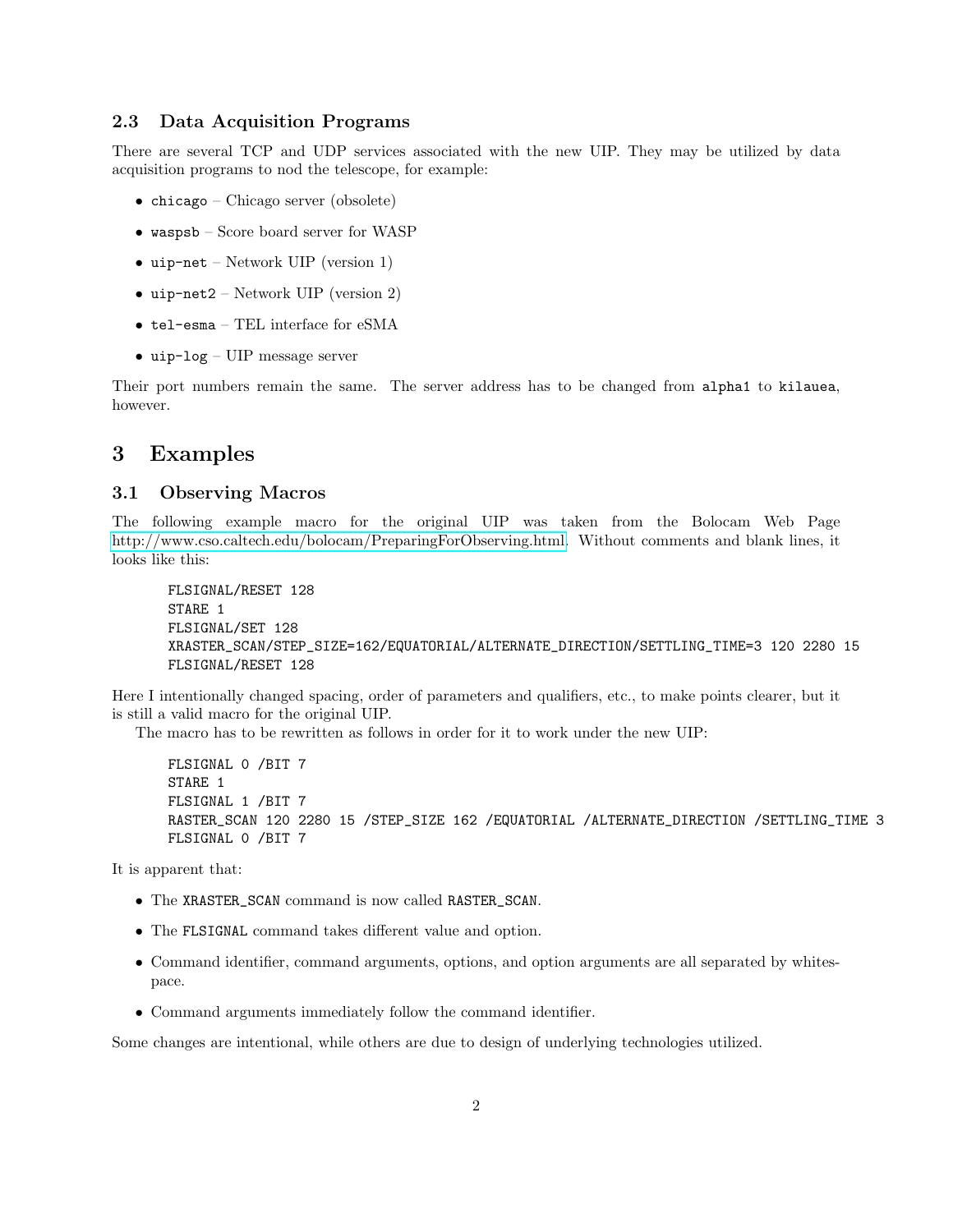### 2.3 Data Acquisition Programs

There are several TCP and UDP services associated with the new UIP. They may be utilized by data acquisition programs to nod the telescope, for example:

- `chicago` – Chicago server (obsolete)
- `waspsb` – Score board server for WASP
- `uip-net` – Network UIP (version 1)
- `uip-net2` – Network UIP (version 2)
- `tel-esma` – TEL interface for eSMA
- `uip-log` – UIP message server

Their port numbers remain the same. The server address has to be changed from `alpha1` to `kilauea`, however.

## 3 Examples

### 3.1 Observing Macros

The following example macro for the original UIP was taken from the Bolocam Web Page http://www.cso.caltech.edu/bolocam/PreparingForObserving.html. Without comments and blank lines, it looks like this:

```
FLSIGNAL/RESET 128
STARE 1
FLSIGNAL/SET 128
XRASTER_SCAN/STEP_SIZE=162/EQUATORIAL/ALTERNATE_DIRECTION/SETTLING_TIME=3 120 2280 15
FLSIGNAL/RESET 128
```

Here I intentionally changed spacing, order of parameters and qualifiers, etc., to make points clearer, but it is still a valid macro for the original UIP.

The macro has to be rewritten as follows in order for it to work under the new UIP:

```
FLSIGNAL 0 /BIT 7
STARE 1
FLSIGNAL 1 /BIT 7
RASTER_SCAN 120 2280 15 /STEP_SIZE 162 /EQUATORIAL /ALTERNATE_DIRECTION /SETTLING_TIME 3
FLSIGNAL 0 /BIT 7
```

It is apparent that:

- The `XRASTER_SCAN` command is now called `RASTER_SCAN`.
- The `FLSIGNAL` command takes different value and option.
- Command identifier, command arguments, options, and option arguments are all separated by whitespace.
- Command arguments immediately follow the command identifier.

Some changes are intentional, while others are due to design of underlying technologies utilized.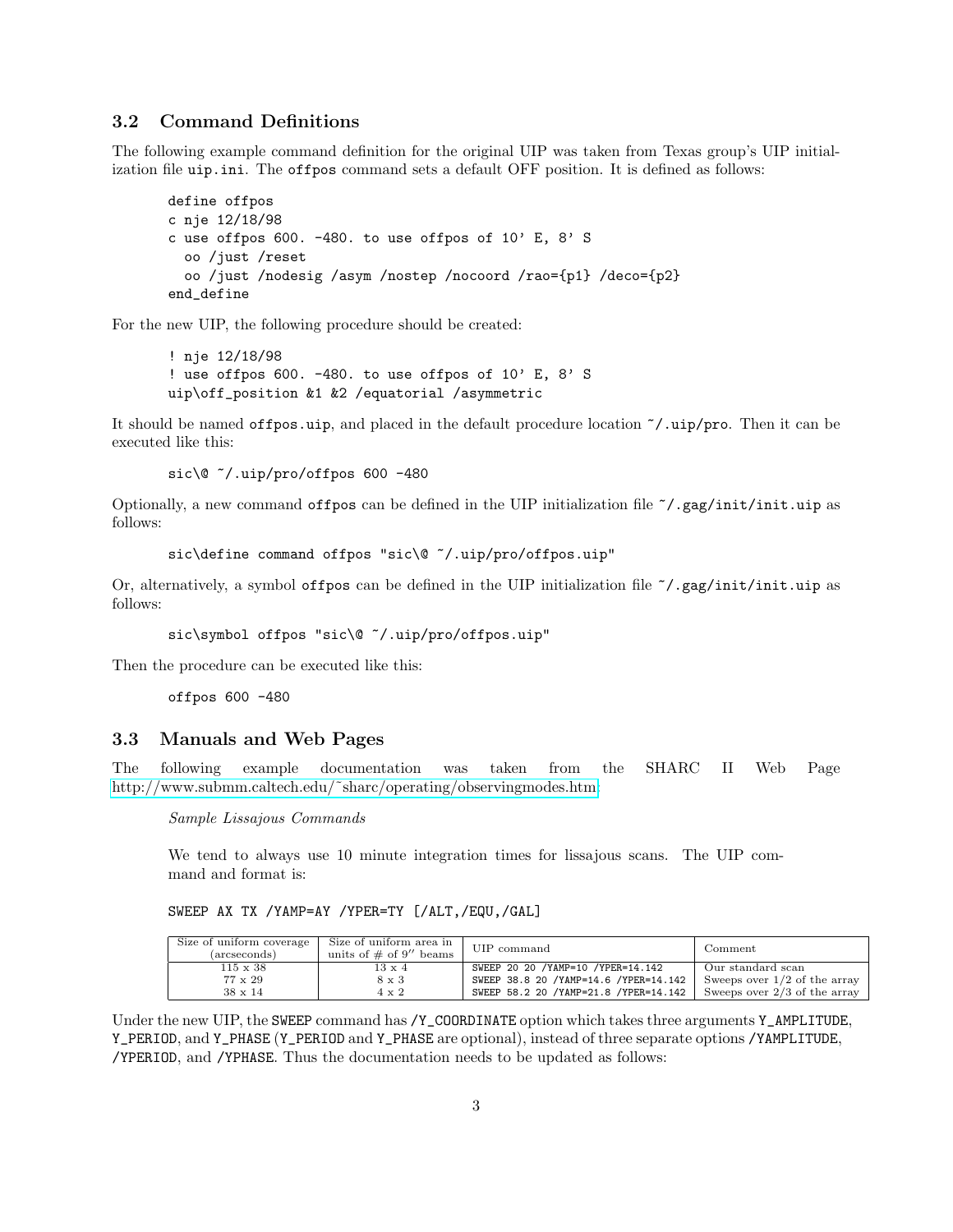### 3.2 Command Definitions

The following example command definition for the original UIP was taken from Texas group's UIP initialization file `uip.ini`. The `offpos` command sets a default OFF position. It is defined as follows:

```
define offpos
c nje 12/18/98
c use offpos 600. -480. to use offpos of 10' E, 8' S
  oo /just /reset
  oo /just /nodesig /asym /nostep /nocoord /rao={p1} /deco={p2}
end_define
```

For the new UIP, the following procedure should be created:

```
! nje 12/18/98
! use offpos 600. -480. to use offpos of 10' E, 8' S
uip\off_position &1 &2 /equatorial /asymmetric
```

It should be named `offpos.uip`, and placed in the default procedure location `~/.uip/pro`. Then it can be executed like this:

```
sic\@ ~/.uip/pro/offpos 600 -480
```

Optionally, a new command `offpos` can be defined in the UIP initialization file `~/.gag/init/init.uip` as follows:

```
sic\define command offpos "sic\@ ~/.uip/pro/offpos.uip"
```

Or, alternatively, a symbol `offpos` can be defined in the UIP initialization file `~/.gag/init/init.uip` as follows:

```
sic\symbol offpos "sic\@ ~/.uip/pro/offpos.uip"
```

Then the procedure can be executed like this:

```
offpos 600 -480
```

### 3.3 Manuals and Web Pages

The following example documentation was taken from the SHARC II Web Page http://www.submm.caltech.edu/~sharc/operating/observingmodes.htm:

> *Sample Lissajous Commands*
>
> We tend to always use 10 minute integration times for lissajous scans. The UIP command and format is:

```
SWEEP AX TX /YAMP=AY /YPER=TY [/ALT,/EQU,/GAL]
```

| Size of uniform coverage (arcseconds) | Size of uniform area in units of # of 9″ beams | UIP command | Comment |
|---|---|---|---|
| 115 x 38 | 13 x 4 | SWEEP 20 20 /YAMP=10 /YPER=14.142 | Our standard scan |
| 77 x 29 | 8 x 3 | SWEEP 38.8 20 /YAMP=14.6 /YPER=14.142 | Sweeps over 1/2 of the array |
| 38 x 14 | 4 x 2 | SWEEP 58.2 20 /YAMP=21.8 /YPER=14.142 | Sweeps over 2/3 of the array |

Under the new UIP, the `SWEEP` command has `/Y_COORDINATE` option which takes three arguments `Y_AMPLITUDE`, `Y_PERIOD`, and `Y_PHASE` (`Y_PERIOD` and `Y_PHASE` are optional), instead of three separate options `/YAMPLITUDE`, `/YPERIOD`, and `/YPHASE`. Thus the documentation needs to be updated as follows: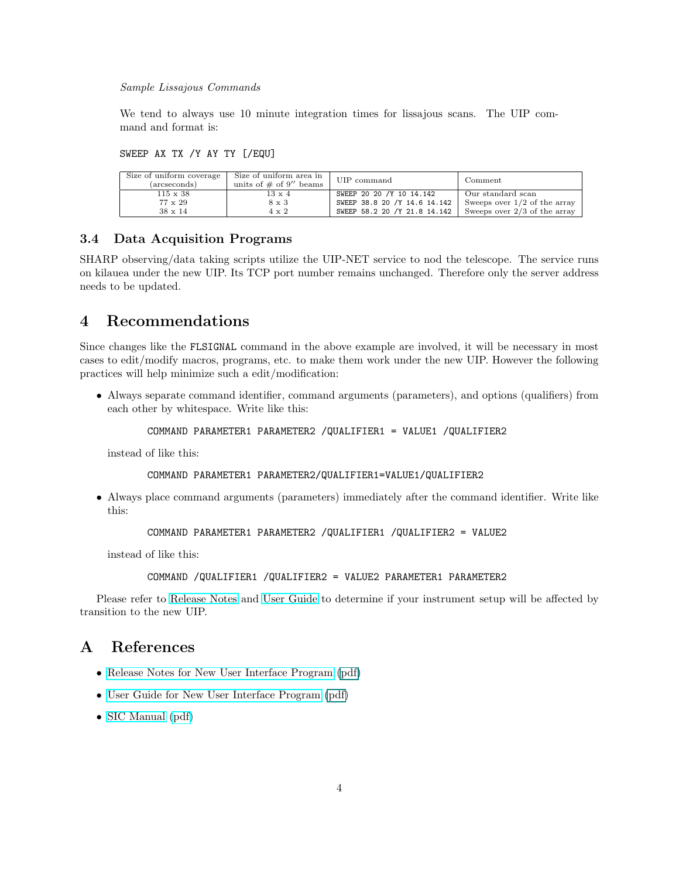*Sample Lissajous Commands*

We tend to always use 10 minute integration times for lissajous scans. The UIP command and format is:

```
SWEEP AX TX /Y AY TY [/EQU]
```

| Size of uniform coverage (arcseconds) | Size of uniform area in units of # of 9″ beams | UIP command | Comment |
|---|---|---|---|
| 115 x 38 | 13 x 4 | `SWEEP 20 20 /Y 10 14.142` | Our standard scan |
| 77 x 29 | 8 x 3 | `SWEEP 38.8 20 /Y 14.6 14.142` | Sweeps over 1/2 of the array |
| 38 x 14 | 4 x 2 | `SWEEP 58.2 20 /Y 21.8 14.142` | Sweeps over 2/3 of the array |

### 3.4 Data Acquisition Programs

SHARP observing/data taking scripts utilize the UIP-NET service to nod the telescope. The service runs on kilauea under the new UIP. Its TCP port number remains unchanged. Therefore only the server address needs to be updated.

## 4 Recommendations

Since changes like the `FLSIGNAL` command in the above example are involved, it will be necessary in most cases to edit/modify macros, programs, etc. to make them work under the new UIP. However the following practices will help minimize such a edit/modification:

- Always separate command identifier, command arguments (parameters), and options (qualifiers) from each other by whitespace. Write like this:

  ```
  COMMAND PARAMETER1 PARAMETER2 /QUALIFIER1 = VALUE1 /QUALIFIER2
  ```

  instead of like this:

  ```
  COMMAND PARAMETER1 PARAMETER2/QUALIFIER1=VALUE1/QUALIFIER2
  ```

- Always place command arguments (parameters) immediately after the command identifier. Write like this:

  ```
  COMMAND PARAMETER1 PARAMETER2 /QUALIFIER1 /QUALIFIER2 = VALUE2
  ```

  instead of like this:

  ```
  COMMAND /QUALIFIER1 /QUALIFIER2 = VALUE2 PARAMETER1 PARAMETER2
  ```

Please refer to Release Notes and User Guide to determine if your instrument setup will be affected by transition to the new UIP.

## A References

- Release Notes for New User Interface Program (pdf)
- User Guide for New User Interface Program (pdf)
- SIC Manual (pdf)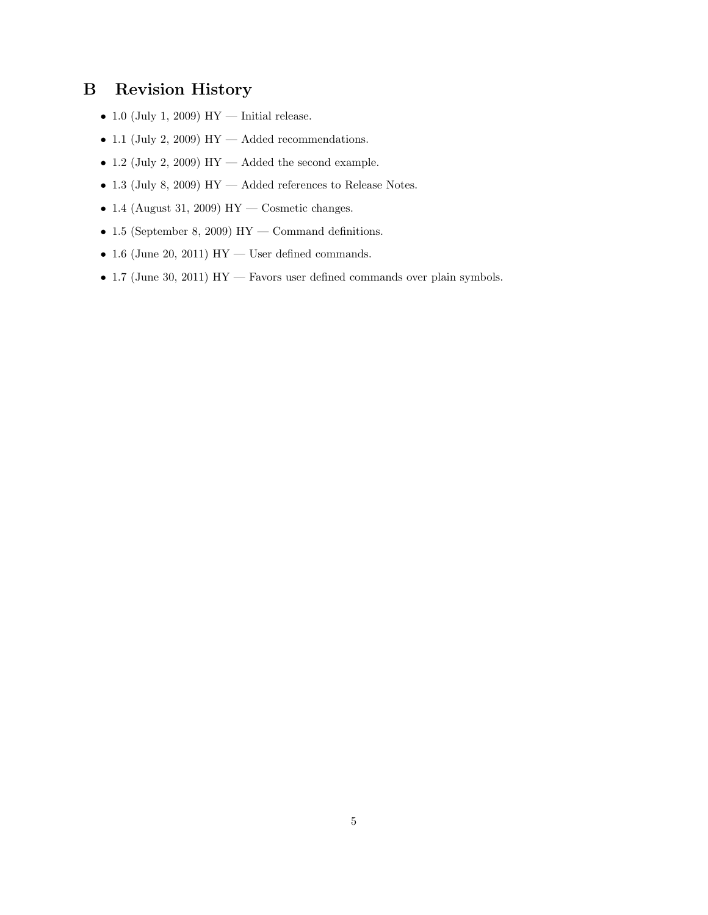## B Revision History

- 1.0 (July 1, 2009) HY — Initial release.
- 1.1 (July 2, 2009) HY — Added recommendations.
- 1.2 (July 2, 2009) HY — Added the second example.
- 1.3 (July 8, 2009) HY — Added references to Release Notes.
- 1.4 (August 31, 2009) HY — Cosmetic changes.
- 1.5 (September 8, 2009) HY — Command definitions.
- 1.6 (June 20, 2011) HY — User defined commands.
- 1.7 (June 30, 2011) HY — Favors user defined commands over plain symbols.